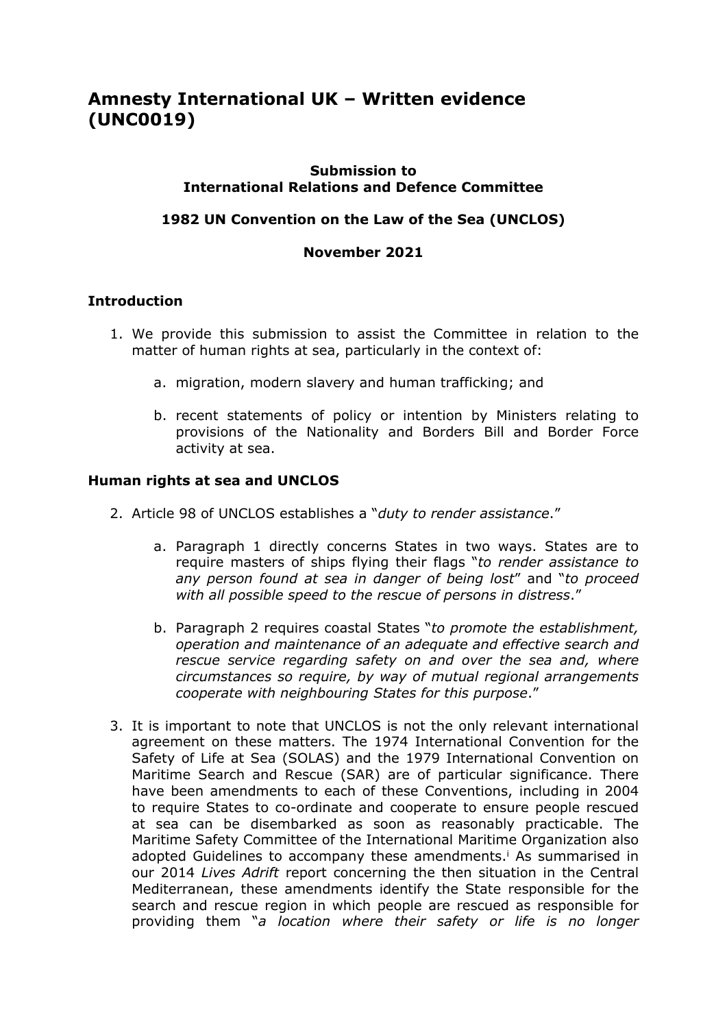# Amnesty International UK – Written evidence (UNC0019)

**Submission to**
**International Relations and Defence Committee**

**1982 UN Convention on the Law of the Sea (UNCLOS)**

**November 2021**

## Introduction

1. We provide this submission to assist the Committee in relation to the matter of human rights at sea, particularly in the context of:

    a. migration, modern slavery and human trafficking; and

    b. recent statements of policy or intention by Ministers relating to provisions of the Nationality and Borders Bill and Border Force activity at sea.

## Human rights at sea and UNCLOS

2. Article 98 of UNCLOS establishes a "*duty to render assistance*."

    a. Paragraph 1 directly concerns States in two ways. States are to require masters of ships flying their flags "*to render assistance to any person found at sea in danger of being lost*" and "*to proceed with all possible speed to the rescue of persons in distress*."

    b. Paragraph 2 requires coastal States "*to promote the establishment, operation and maintenance of an adequate and effective search and rescue service regarding safety on and over the sea and, where circumstances so require, by way of mutual regional arrangements cooperate with neighbouring States for this purpose*."

3. It is important to note that UNCLOS is not the only relevant international agreement on these matters. The 1974 International Convention for the Safety of Life at Sea (SOLAS) and the 1979 International Convention on Maritime Search and Rescue (SAR) are of particular significance. There have been amendments to each of these Conventions, including in 2004 to require States to co-ordinate and cooperate to ensure people rescued at sea can be disembarked as soon as reasonably practicable. The Maritime Safety Committee of the International Maritime Organization also adopted Guidelines to accompany these amendments.[i] As summarised in our 2014 *Lives Adrift* report concerning the then situation in the Central Mediterranean, these amendments identify the State responsible for the search and rescue region in which people are rescued as responsible for providing them "*a location where their safety or life is no longer*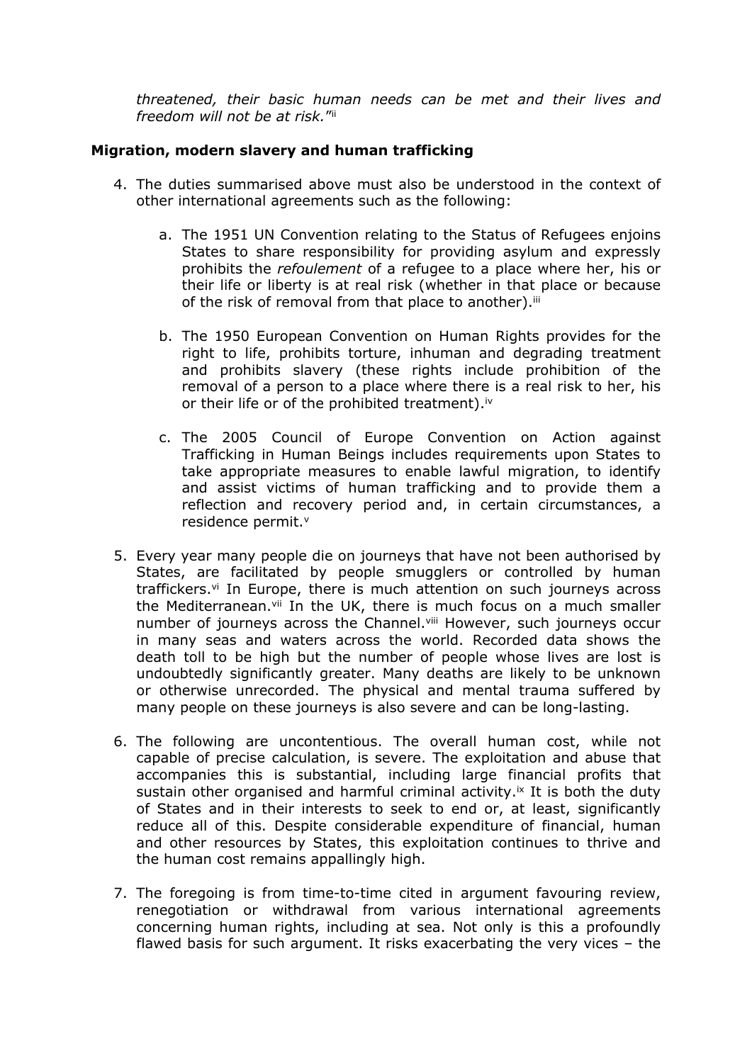*threatened, their basic human needs can be met and their lives and freedom will not be at risk."*[ii]

**Migration, modern slavery and human trafficking**

4. The duties summarised above must also be understood in the context of other international agreements such as the following:

    a. The 1951 UN Convention relating to the Status of Refugees enjoins States to share responsibility for providing asylum and expressly prohibits the *refoulement* of a refugee to a place where her, his or their life or liberty is at real risk (whether in that place or because of the risk of removal from that place to another).[iii]

    b. The 1950 European Convention on Human Rights provides for the right to life, prohibits torture, inhuman and degrading treatment and prohibits slavery (these rights include prohibition of the removal of a person to a place where there is a real risk to her, his or their life or of the prohibited treatment).[iv]

    c. The 2005 Council of Europe Convention on Action against Trafficking in Human Beings includes requirements upon States to take appropriate measures to enable lawful migration, to identify and assist victims of human trafficking and to provide them a reflection and recovery period and, in certain circumstances, a residence permit.[v]

5. Every year many people die on journeys that have not been authorised by States, are facilitated by people smugglers or controlled by human traffickers.[vi] In Europe, there is much attention on such journeys across the Mediterranean.[vii] In the UK, there is much focus on a much smaller number of journeys across the Channel.[viii] However, such journeys occur in many seas and waters across the world. Recorded data shows the death toll to be high but the number of people whose lives are lost is undoubtedly significantly greater. Many deaths are likely to be unknown or otherwise unrecorded. The physical and mental trauma suffered by many people on these journeys is also severe and can be long-lasting.

6. The following are uncontentious. The overall human cost, while not capable of precise calculation, is severe. The exploitation and abuse that accompanies this is substantial, including large financial profits that sustain other organised and harmful criminal activity.[ix] It is both the duty of States and in their interests to seek to end or, at least, significantly reduce all of this. Despite considerable expenditure of financial, human and other resources by States, this exploitation continues to thrive and the human cost remains appallingly high.

7. The foregoing is from time-to-time cited in argument favouring review, renegotiation or withdrawal from various international agreements concerning human rights, including at sea. Not only is this a profoundly flawed basis for such argument. It risks exacerbating the very vices – the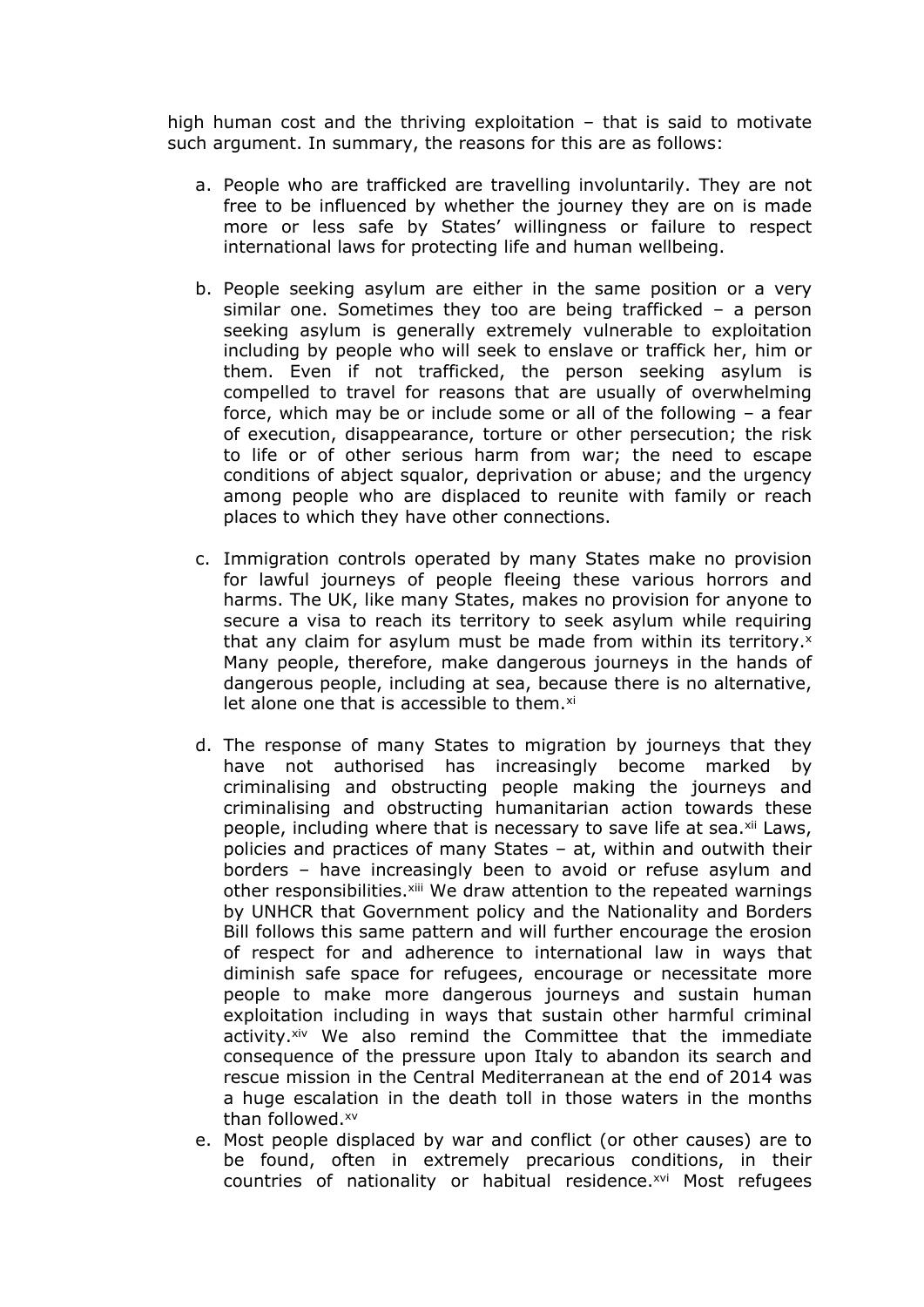high human cost and the thriving exploitation – that is said to motivate such argument. In summary, the reasons for this are as follows:

a. People who are trafficked are travelling involuntarily. They are not free to be influenced by whether the journey they are on is made more or less safe by States' willingness or failure to respect international laws for protecting life and human wellbeing.

b. People seeking asylum are either in the same position or a very similar one. Sometimes they too are being trafficked – a person seeking asylum is generally extremely vulnerable to exploitation including by people who will seek to enslave or traffick her, him or them. Even if not trafficked, the person seeking asylum is compelled to travel for reasons that are usually of overwhelming force, which may be or include some or all of the following – a fear of execution, disappearance, torture or other persecution; the risk to life or of other serious harm from war; the need to escape conditions of abject squalor, deprivation or abuse; and the urgency among people who are displaced to reunite with family or reach places to which they have other connections.

c. Immigration controls operated by many States make no provision for lawful journeys of people fleeing these various horrors and harms. The UK, like many States, makes no provision for anyone to secure a visa to reach its territory to seek asylum while requiring that any claim for asylum must be made from within its territory.[x] Many people, therefore, make dangerous journeys in the hands of dangerous people, including at sea, because there is no alternative, let alone one that is accessible to them.[xi]

d. The response of many States to migration by journeys that they have not authorised has increasingly become marked by criminalising and obstructing people making the journeys and criminalising and obstructing humanitarian action towards these people, including where that is necessary to save life at sea.[xii] Laws, policies and practices of many States – at, within and outwith their borders – have increasingly been to avoid or refuse asylum and other responsibilities.[xiii] We draw attention to the repeated warnings by UNHCR that Government policy and the Nationality and Borders Bill follows this same pattern and will further encourage the erosion of respect for and adherence to international law in ways that diminish safe space for refugees, encourage or necessitate more people to make more dangerous journeys and sustain human exploitation including in ways that sustain other harmful criminal activity.[xiv] We also remind the Committee that the immediate consequence of the pressure upon Italy to abandon its search and rescue mission in the Central Mediterranean at the end of 2014 was a huge escalation in the death toll in those waters in the months than followed.[xv]

e. Most people displaced by war and conflict (or other causes) are to be found, often in extremely precarious conditions, in their countries of nationality or habitual residence.[xvi] Most refugees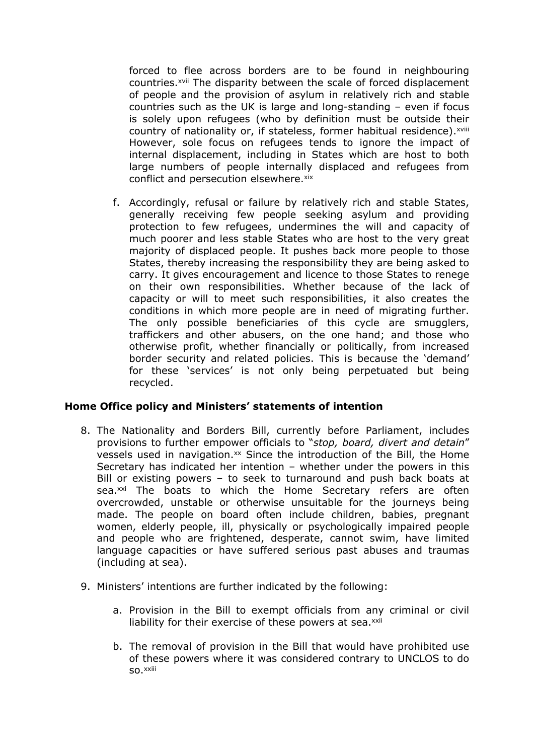forced to flee across borders are to be found in neighbouring countries.[xvii] The disparity between the scale of forced displacement of people and the provision of asylum in relatively rich and stable countries such as the UK is large and long-standing – even if focus is solely upon refugees (who by definition must be outside their country of nationality or, if stateless, former habitual residence).[xviii] However, sole focus on refugees tends to ignore the impact of internal displacement, including in States which are host to both large numbers of people internally displaced and refugees from conflict and persecution elsewhere.[xix]

f. Accordingly, refusal or failure by relatively rich and stable States, generally receiving few people seeking asylum and providing protection to few refugees, undermines the will and capacity of much poorer and less stable States who are host to the very great majority of displaced people. It pushes back more people to those States, thereby increasing the responsibility they are being asked to carry. It gives encouragement and licence to those States to renege on their own responsibilities. Whether because of the lack of capacity or will to meet such responsibilities, it also creates the conditions in which more people are in need of migrating further. The only possible beneficiaries of this cycle are smugglers, traffickers and other abusers, on the one hand; and those who otherwise profit, whether financially or politically, from increased border security and related policies. This is because the 'demand' for these 'services' is not only being perpetuated but being recycled.

**Home Office policy and Ministers' statements of intention**

8. The Nationality and Borders Bill, currently before Parliament, includes provisions to further empower officials to "*stop, board, divert and detain*" vessels used in navigation.[xx] Since the introduction of the Bill, the Home Secretary has indicated her intention – whether under the powers in this Bill or existing powers – to seek to turnaround and push back boats at sea.[xxi] The boats to which the Home Secretary refers are often overcrowded, unstable or otherwise unsuitable for the journeys being made. The people on board often include children, babies, pregnant women, elderly people, ill, physically or psychologically impaired people and people who are frightened, desperate, cannot swim, have limited language capacities or have suffered serious past abuses and traumas (including at sea).

9. Ministers' intentions are further indicated by the following:

   a. Provision in the Bill to exempt officials from any criminal or civil liability for their exercise of these powers at sea.[xxii]

   b. The removal of provision in the Bill that would have prohibited use of these powers where it was considered contrary to UNCLOS to do so.[xxiii]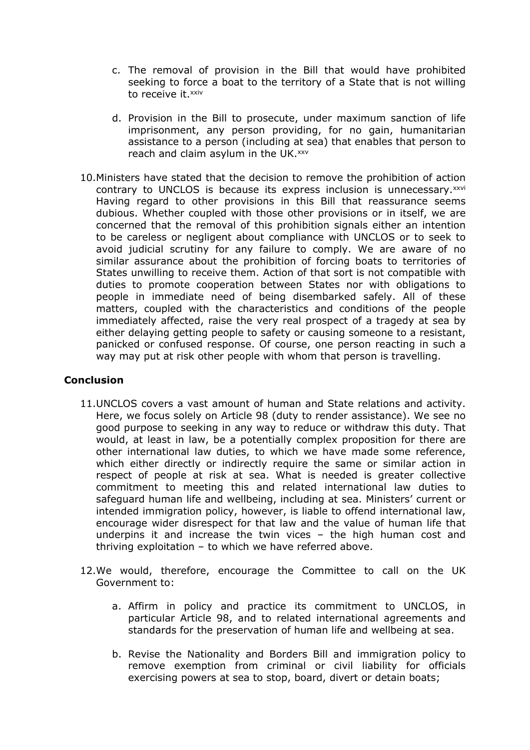c. The removal of provision in the Bill that would have prohibited seeking to force a boat to the territory of a State that is not willing to receive it.[xxiv]

d. Provision in the Bill to prosecute, under maximum sanction of life imprisonment, any person providing, for no gain, humanitarian assistance to a person (including at sea) that enables that person to reach and claim asylum in the UK.[xxv]

10. Ministers have stated that the decision to remove the prohibition of action contrary to UNCLOS is because its express inclusion is unnecessary.[xxvi] Having regard to other provisions in this Bill that reassurance seems dubious. Whether coupled with those other provisions or in itself, we are concerned that the removal of this prohibition signals either an intention to be careless or negligent about compliance with UNCLOS or to seek to avoid judicial scrutiny for any failure to comply. We are aware of no similar assurance about the prohibition of forcing boats to territories of States unwilling to receive them. Action of that sort is not compatible with duties to promote cooperation between States nor with obligations to people in immediate need of being disembarked safely. All of these matters, coupled with the characteristics and conditions of the people immediately affected, raise the very real prospect of a tragedy at sea by either delaying getting people to safety or causing someone to a resistant, panicked or confused response. Of course, one person reacting in such a way may put at risk other people with whom that person is travelling.

## Conclusion

11. UNCLOS covers a vast amount of human and State relations and activity. Here, we focus solely on Article 98 (duty to render assistance). We see no good purpose to seeking in any way to reduce or withdraw this duty. That would, at least in law, be a potentially complex proposition for there are other international law duties, to which we have made some reference, which either directly or indirectly require the same or similar action in respect of people at risk at sea. What is needed is greater collective commitment to meeting this and related international law duties to safeguard human life and wellbeing, including at sea. Ministers' current or intended immigration policy, however, is liable to offend international law, encourage wider disrespect for that law and the value of human life that underpins it and increase the twin vices – the high human cost and thriving exploitation – to which we have referred above.

12. We would, therefore, encourage the Committee to call on the UK Government to:

    a. Affirm in policy and practice its commitment to UNCLOS, in particular Article 98, and to related international agreements and standards for the preservation of human life and wellbeing at sea.

    b. Revise the Nationality and Borders Bill and immigration policy to remove exemption from criminal or civil liability for officials exercising powers at sea to stop, board, divert or detain boats;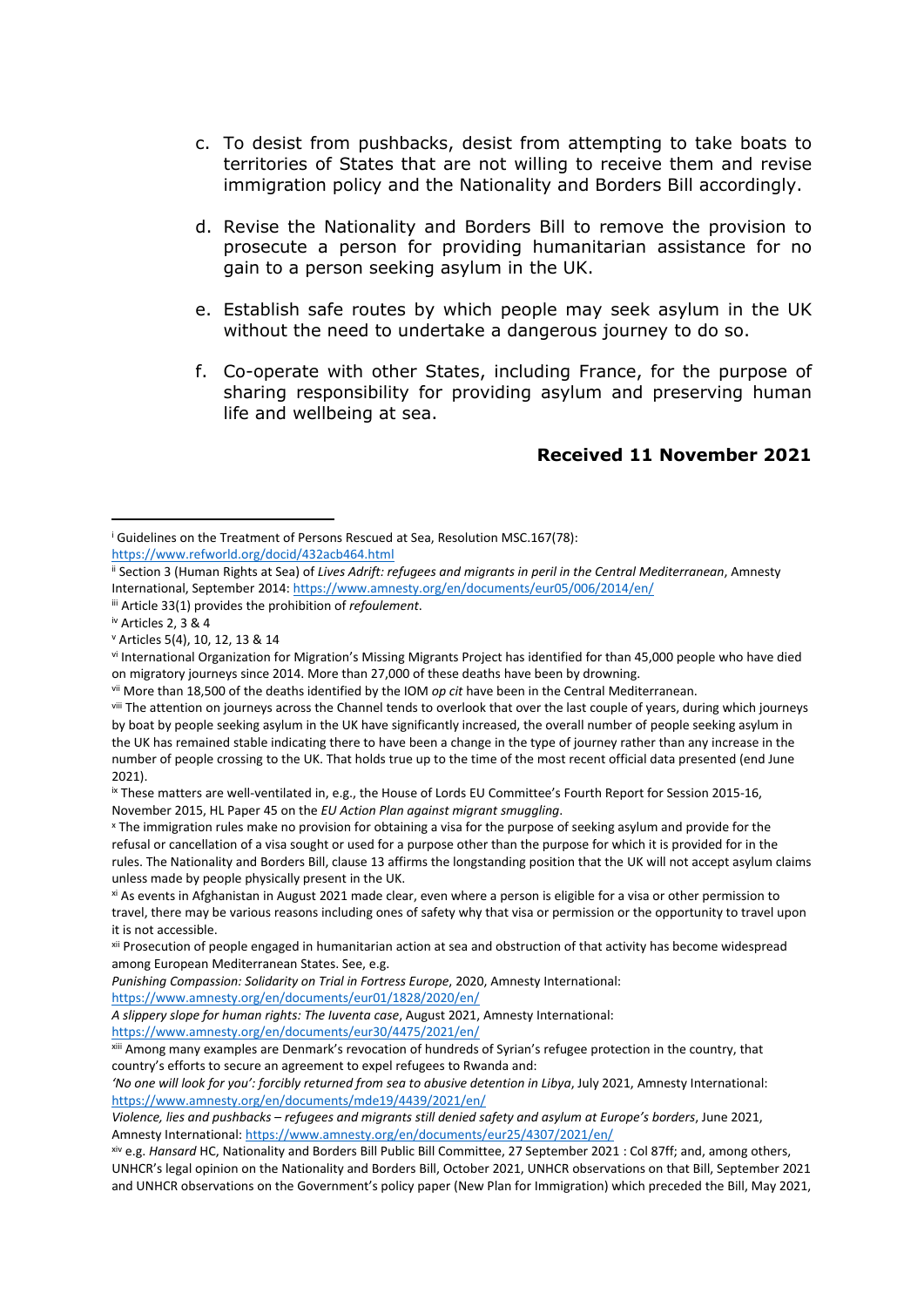c. To desist from pushbacks, desist from attempting to take boats to territories of States that are not willing to receive them and revise immigration policy and the Nationality and Borders Bill accordingly.

d. Revise the Nationality and Borders Bill to remove the provision to prosecute a person for providing humanitarian assistance for no gain to a person seeking asylum in the UK.

e. Establish safe routes by which people may seek asylum in the UK without the need to undertake a dangerous journey to do so.

f. Co-operate with other States, including France, for the purpose of sharing responsibility for providing asylum and preserving human life and wellbeing at sea.

**Received 11 November 2021**

---

[i] Guidelines on the Treatment of Persons Rescued at Sea, Resolution MSC.167(78): https://www.refworld.org/docid/432acb464.html

[ii] Section 3 (Human Rights at Sea) of *Lives Adrift: refugees and migrants in peril in the Central Mediterranean*, Amnesty International, September 2014: https://www.amnesty.org/en/documents/eur05/006/2014/en/

[iii] Article 33(1) provides the prohibition of *refoulement*.

[iv] Articles 2, 3 & 4

[v] Articles 5(4), 10, 12, 13 & 14

[vi] International Organization for Migration's Missing Migrants Project has identified for than 45,000 people who have died on migratory journeys since 2014. More than 27,000 of these deaths have been by drowning.

[vii] More than 18,500 of the deaths identified by the IOM *op cit* have been in the Central Mediterranean.

[viii] The attention on journeys across the Channel tends to overlook that over the last couple of years, during which journeys by boat by people seeking asylum in the UK have significantly increased, the overall number of people seeking asylum in the UK has remained stable indicating there to have been a change in the type of journey rather than any increase in the number of people crossing to the UK. That holds true up to the time of the most recent official data presented (end June 2021).

[ix] These matters are well-ventilated in, e.g., the House of Lords EU Committee's Fourth Report for Session 2015-16, November 2015, HL Paper 45 on the *EU Action Plan against migrant smuggling*.

[x] The immigration rules make no provision for obtaining a visa for the purpose of seeking asylum and provide for the refusal or cancellation of a visa sought or used for a purpose other than the purpose for which it is provided for in the rules. The Nationality and Borders Bill, clause 13 affirms the longstanding position that the UK will not accept asylum claims unless made by people physically present in the UK.

[xi] As events in Afghanistan in August 2021 made clear, even where a person is eligible for a visa or other permission to travel, there may be various reasons including ones of safety why that visa or permission or the opportunity to travel upon it is not accessible.

[xii] Prosecution of people engaged in humanitarian action at sea and obstruction of that activity has become widespread among European Mediterranean States. See, e.g.

*Punishing Compassion: Solidarity on Trial in Fortress Europe*, 2020, Amnesty International: https://www.amnesty.org/en/documents/eur01/1828/2020/en/

*A slippery slope for human rights: The Iuventa case*, August 2021, Amnesty International: https://www.amnesty.org/en/documents/eur30/4475/2021/en/

[xiii] Among many examples are Denmark's revocation of hundreds of Syrian's refugee protection in the country, that country's efforts to secure an agreement to expel refugees to Rwanda and:

*'No one will look for you': forcibly returned from sea to abusive detention in Libya*, July 2021, Amnesty International: https://www.amnesty.org/en/documents/mde19/4439/2021/en/

*Violence, lies and pushbacks – refugees and migrants still denied safety and asylum at Europe's borders*, June 2021, Amnesty International: https://www.amnesty.org/en/documents/eur25/4307/2021/en/

[xiv] e.g. *Hansard* HC, Nationality and Borders Bill Public Bill Committee, 27 September 2021 : Col 87ff; and, among others, UNHCR's legal opinion on the Nationality and Borders Bill, October 2021, UNHCR observations on that Bill, September 2021 and UNHCR observations on the Government's policy paper (New Plan for Immigration) which preceded the Bill, May 2021,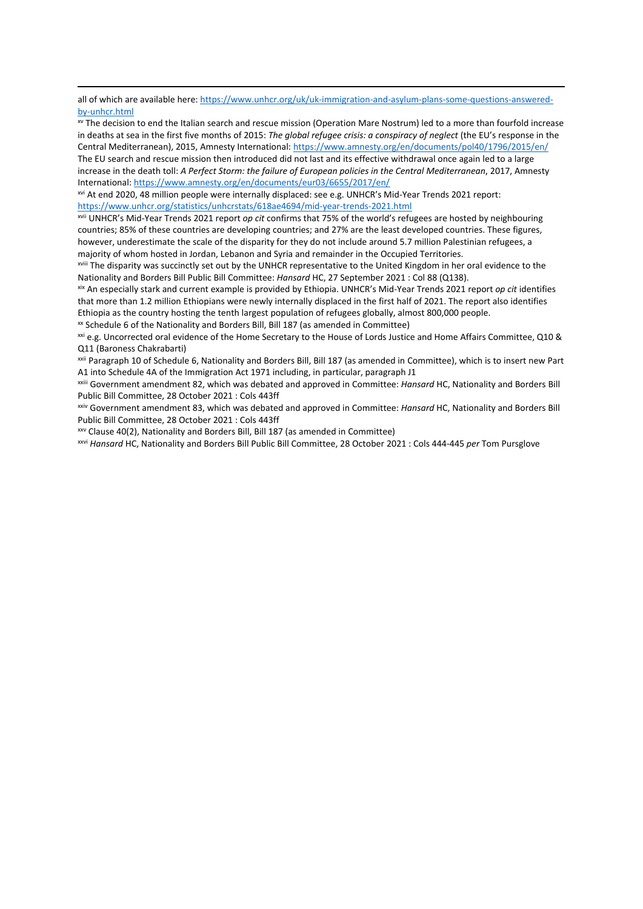all of which are available here: https://www.unhcr.org/uk/uk-immigration-and-asylum-plans-some-questions-answered-by-unhcr.html

[xv] The decision to end the Italian search and rescue mission (Operation Mare Nostrum) led to a more than fourfold increase in deaths at sea in the first five months of 2015: *The global refugee crisis: a conspiracy of neglect* (the EU's response in the Central Mediterranean), 2015, Amnesty International: https://www.amnesty.org/en/documents/pol40/1796/2015/en/ The EU search and rescue mission then introduced did not last and its effective withdrawal once again led to a large increase in the death toll: *A Perfect Storm: the failure of European policies in the Central Mediterranean*, 2017, Amnesty International: https://www.amnesty.org/en/documents/eur03/6655/2017/en/

[xvi] At end 2020, 48 million people were internally displaced: see e.g. UNHCR's Mid-Year Trends 2021 report: https://www.unhcr.org/statistics/unhcrstats/618ae4694/mid-year-trends-2021.html

[xvii] UNHCR's Mid-Year Trends 2021 report *op cit* confirms that 75% of the world's refugees are hosted by neighbouring countries; 85% of these countries are developing countries; and 27% are the least developed countries. These figures, however, underestimate the scale of the disparity for they do not include around 5.7 million Palestinian refugees, a majority of whom hosted in Jordan, Lebanon and Syria and remainder in the Occupied Territories.

[xviii] The disparity was succinctly set out by the UNHCR representative to the United Kingdom in her oral evidence to the Nationality and Borders Bill Public Bill Committee: *Hansard* HC, 27 September 2021 : Col 88 (Q138).

[xix] An especially stark and current example is provided by Ethiopia. UNHCR's Mid-Year Trends 2021 report *op cit* identifies that more than 1.2 million Ethiopians were newly internally displaced in the first half of 2021. The report also identifies Ethiopia as the country hosting the tenth largest population of refugees globally, almost 800,000 people.

[xx] Schedule 6 of the Nationality and Borders Bill, Bill 187 (as amended in Committee)

[xxi] e.g. Uncorrected oral evidence of the Home Secretary to the House of Lords Justice and Home Affairs Committee, Q10 & Q11 (Baroness Chakrabarti)

[xxii] Paragraph 10 of Schedule 6, Nationality and Borders Bill, Bill 187 (as amended in Committee), which is to insert new Part A1 into Schedule 4A of the Immigration Act 1971 including, in particular, paragraph J1

[xxiii] Government amendment 82, which was debated and approved in Committee: *Hansard* HC, Nationality and Borders Bill Public Bill Committee, 28 October 2021 : Cols 443ff

[xxiv] Government amendment 83, which was debated and approved in Committee: *Hansard* HC, Nationality and Borders Bill Public Bill Committee, 28 October 2021 : Cols 443ff

[xxv] Clause 40(2), Nationality and Borders Bill, Bill 187 (as amended in Committee)

[xxvi] *Hansard* HC, Nationality and Borders Bill Public Bill Committee, 28 October 2021 : Cols 444-445 *per* Tom Pursglove